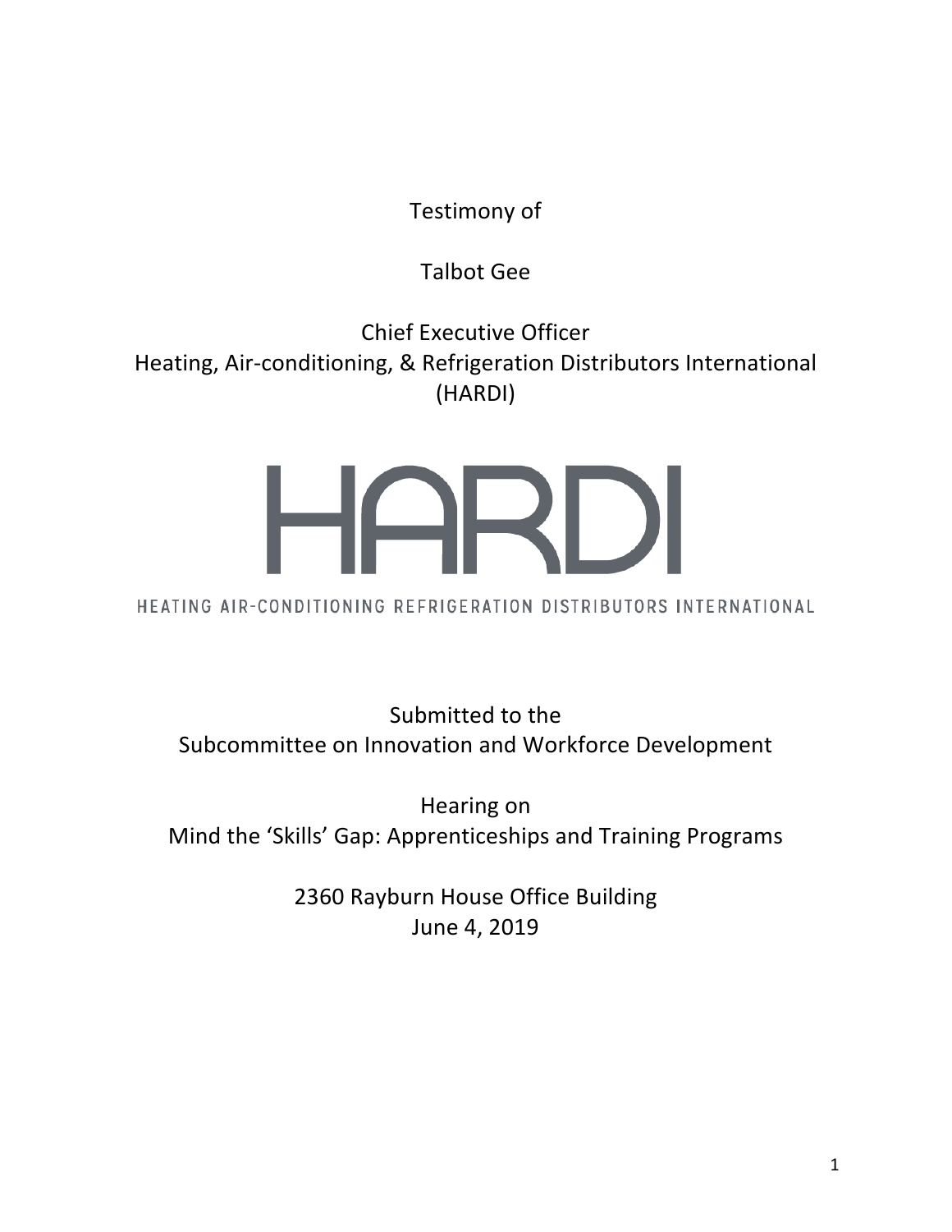Testimony of

Talbot Gee

Chief Executive Officer
Heating, Air-conditioning, & Refrigeration Distributors International
(HARDI)

HARDI

HEATING AIR-CONDITIONING REFRIGERATION DISTRIBUTORS INTERNATIONAL

Submitted to the
Subcommittee on Innovation and Workforce Development

Hearing on
Mind the 'Skills' Gap: Apprenticeships and Training Programs

2360 Rayburn House Office Building
June 4, 2019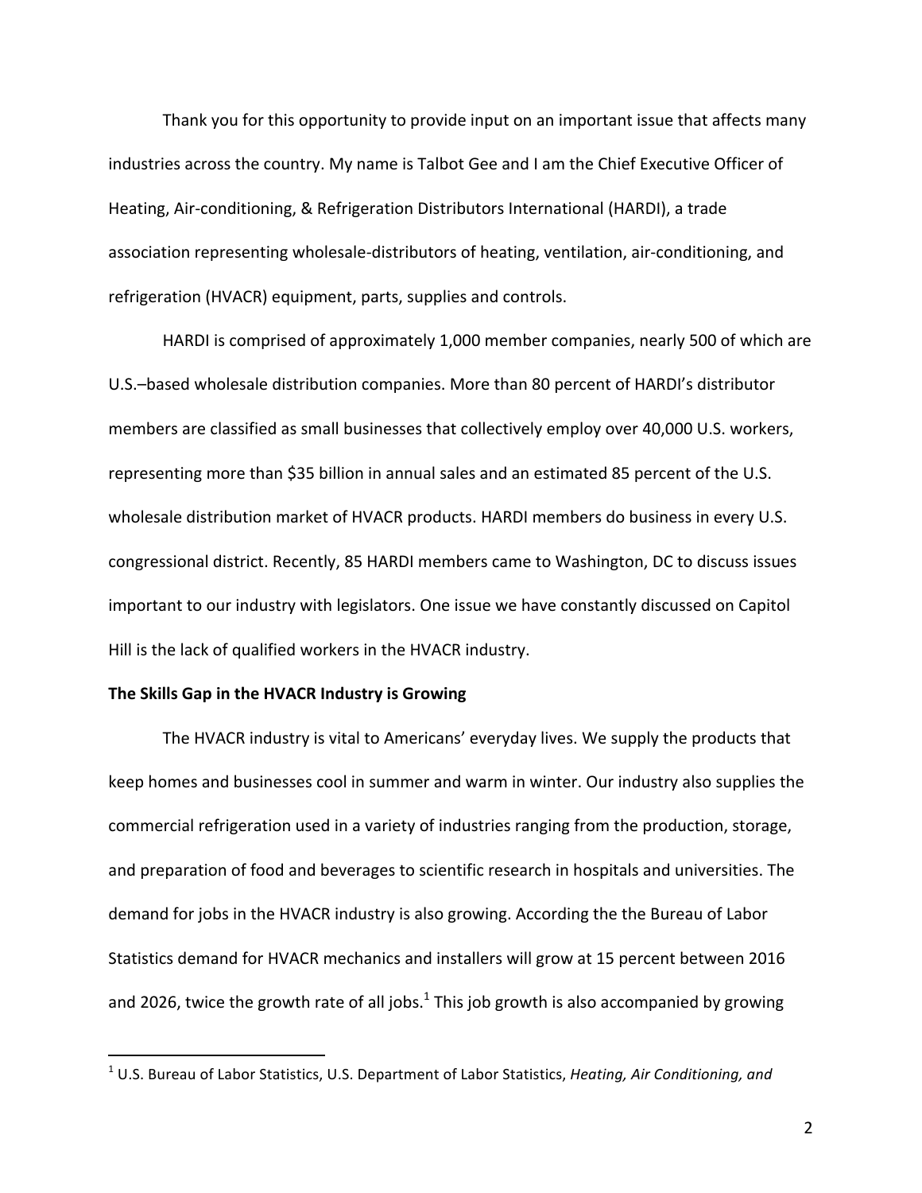Thank you for this opportunity to provide input on an important issue that affects many industries across the country. My name is Talbot Gee and I am the Chief Executive Officer of Heating, Air-conditioning, & Refrigeration Distributors International (HARDI), a trade association representing wholesale-distributors of heating, ventilation, air-conditioning, and refrigeration (HVACR) equipment, parts, supplies and controls.

HARDI is comprised of approximately 1,000 member companies, nearly 500 of which are U.S.–based wholesale distribution companies. More than 80 percent of HARDI's distributor members are classified as small businesses that collectively employ over 40,000 U.S. workers, representing more than $35 billion in annual sales and an estimated 85 percent of the U.S. wholesale distribution market of HVACR products. HARDI members do business in every U.S. congressional district. Recently, 85 HARDI members came to Washington, DC to discuss issues important to our industry with legislators. One issue we have constantly discussed on Capitol Hill is the lack of qualified workers in the HVACR industry.

**The Skills Gap in the HVACR Industry is Growing**

The HVACR industry is vital to Americans' everyday lives. We supply the products that keep homes and businesses cool in summer and warm in winter. Our industry also supplies the commercial refrigeration used in a variety of industries ranging from the production, storage, and preparation of food and beverages to scientific research in hospitals and universities. The demand for jobs in the HVACR industry is also growing. According the the Bureau of Labor Statistics demand for HVACR mechanics and installers will grow at 15 percent between 2016 and 2026, twice the growth rate of all jobs.[1] This job growth is also accompanied by growing

[1] U.S. Bureau of Labor Statistics, U.S. Department of Labor Statistics, *Heating, Air Conditioning, and*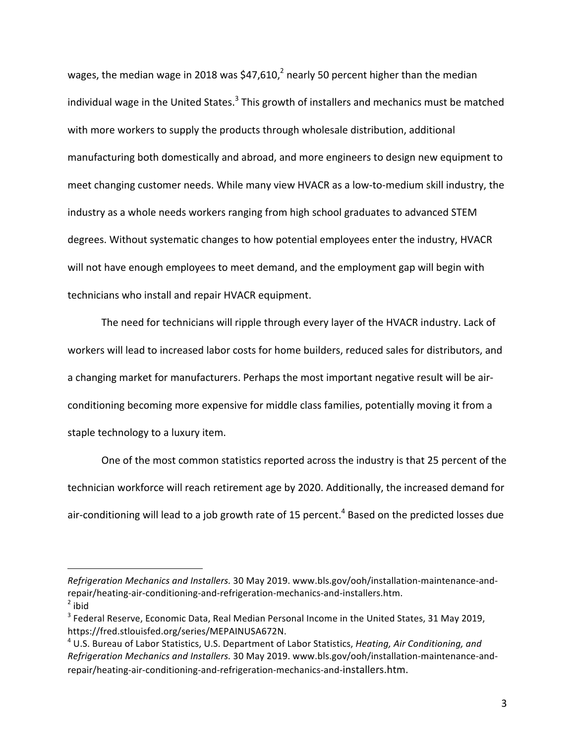wages, the median wage in 2018 was $47,610,[2] nearly 50 percent higher than the median individual wage in the United States.[3] This growth of installers and mechanics must be matched with more workers to supply the products through wholesale distribution, additional manufacturing both domestically and abroad, and more engineers to design new equipment to meet changing customer needs. While many view HVACR as a low-to-medium skill industry, the industry as a whole needs workers ranging from high school graduates to advanced STEM degrees. Without systematic changes to how potential employees enter the industry, HVACR will not have enough employees to meet demand, and the employment gap will begin with technicians who install and repair HVACR equipment.

The need for technicians will ripple through every layer of the HVACR industry. Lack of workers will lead to increased labor costs for home builders, reduced sales for distributors, and a changing market for manufacturers. Perhaps the most important negative result will be air-conditioning becoming more expensive for middle class families, potentially moving it from a staple technology to a luxury item.

One of the most common statistics reported across the industry is that 25 percent of the technician workforce will reach retirement age by 2020. Additionally, the increased demand for air-conditioning will lead to a job growth rate of 15 percent.[4] Based on the predicted losses due

---

*Refrigeration Mechanics and Installers.* 30 May 2019. www.bls.gov/ooh/installation-maintenance-and-repair/heating-air-conditioning-and-refrigeration-mechanics-and-installers.htm.

[2] ibid

[3] Federal Reserve, Economic Data, Real Median Personal Income in the United States, 31 May 2019, https://fred.stlouisfed.org/series/MEPAINUSA672N.

[4] U.S. Bureau of Labor Statistics, U.S. Department of Labor Statistics, *Heating, Air Conditioning, and Refrigeration Mechanics and Installers.* 30 May 2019. www.bls.gov/ooh/installation-maintenance-and-repair/heating-air-conditioning-and-refrigeration-mechanics-and-installers.htm.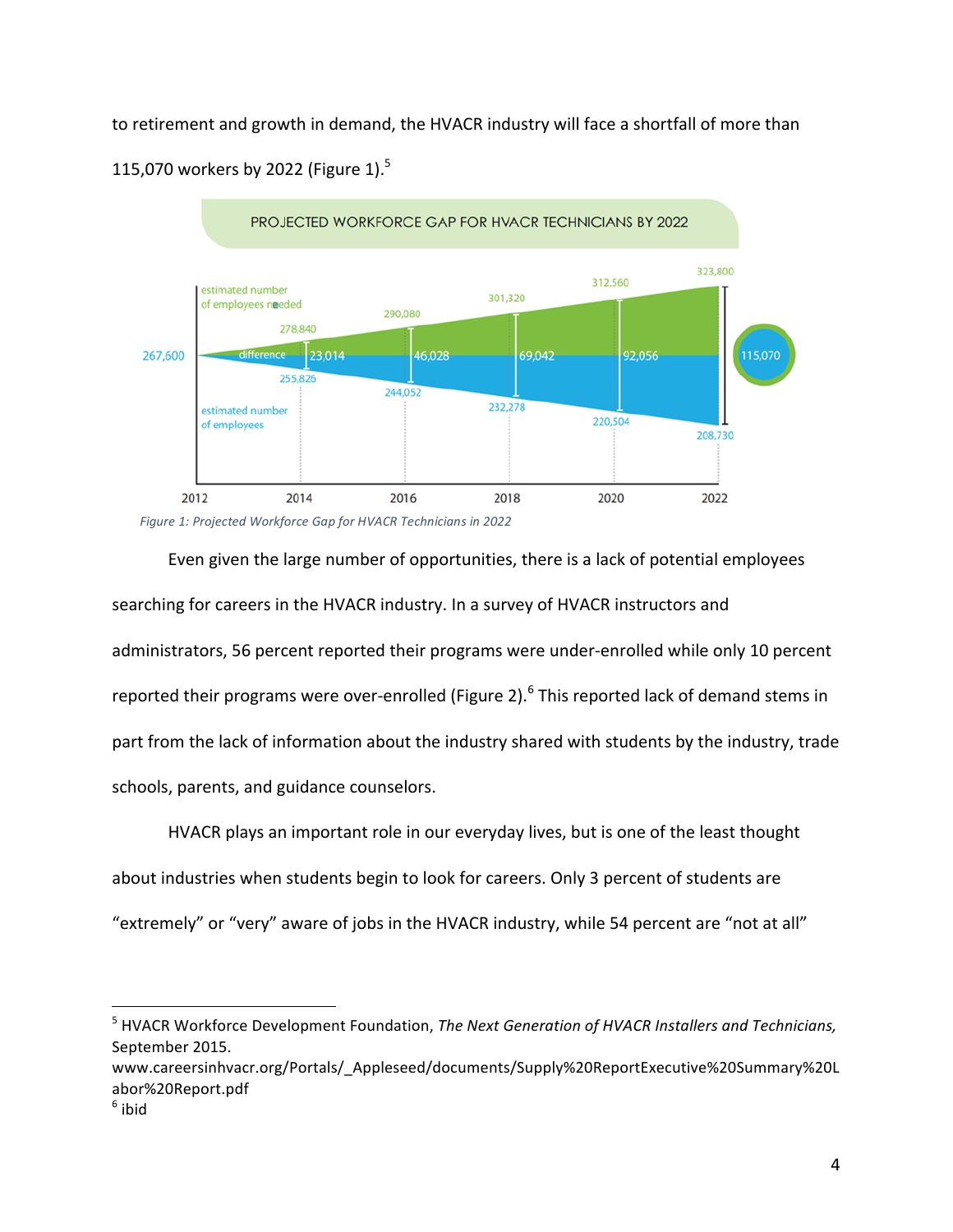to retirement and growth in demand, the HVACR industry will face a shortfall of more than 115,070 workers by 2022 (Figure 1).[5]

**PROJECTED WORKFORCE GAP FOR HVACR TECHNICIANS BY 2022**

| Year | Estimated number of employees needed | Estimated number of employees | Difference |
|---|---|---|---|
| 2012 | 267,600 | 267,600 | |
| 2014 | 278,840 | 255,826 | 23,014 |
| 2016 | 290,080 | 244,052 | 46,028 |
| 2018 | 301,320 | 232,278 | 69,042 |
| 2020 | 312,560 | 220,504 | 92,056 |
| 2022 | 323,800 | 208,730 | 115,070 |

*Figure 1: Projected Workforce Gap for HVACR Technicians in 2022*

Even given the large number of opportunities, there is a lack of potential employees searching for careers in the HVACR industry. In a survey of HVACR instructors and administrators, 56 percent reported their programs were under-enrolled while only 10 percent reported their programs were over-enrolled (Figure 2).[6] This reported lack of demand stems in part from the lack of information about the industry shared with students by the industry, trade schools, parents, and guidance counselors.

HVACR plays an important role in our everyday lives, but is one of the least thought about industries when students begin to look for careers. Only 3 percent of students are "extremely" or "very" aware of jobs in the HVACR industry, while 54 percent are "not at all"

---

[5] HVACR Workforce Development Foundation, *The Next Generation of HVACR Installers and Technicians,* September 2015. www.careersinhvacr.org/Portals/_Appleseed/documents/Supply%20ReportExecutive%20Summary%20Labor%20Report.pdf

[6] ibid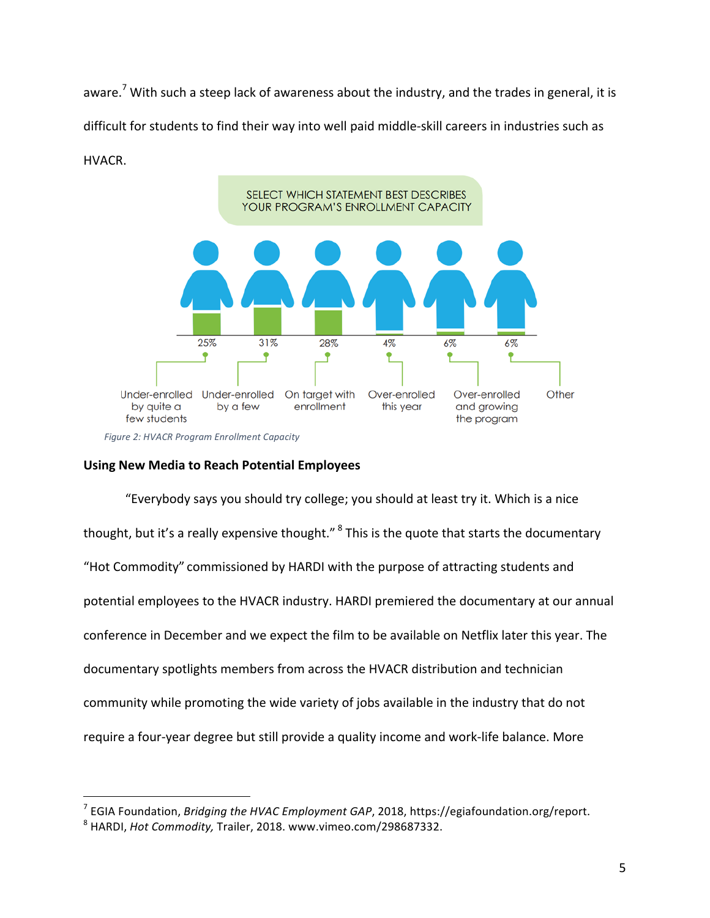aware.[7] With such a steep lack of awareness about the industry, and the trades in general, it is difficult for students to find their way into well paid middle-skill careers in industries such as HVACR.

SELECT WHICH STATEMENT BEST DESCRIBES YOUR PROGRAM'S ENROLLMENT CAPACITY

| Under-enrolled by quite a few students | Under-enrolled by a few | On target with enrollment | Over-enrolled this year | Over-enrolled and growing the program | Other |
|---|---|---|---|---|---|
| 25% | 31% | 28% | 4% | 6% | 6% |

*Figure 2: HVACR Program Enrollment Capacity*

**Using New Media to Reach Potential Employees**

“Everybody says you should try college; you should at least try it. Which is a nice thought, but it’s a really expensive thought.”[8] This is the quote that starts the documentary “Hot Commodity” commissioned by HARDI with the purpose of attracting students and potential employees to the HVACR industry. HARDI premiered the documentary at our annual conference in December and we expect the film to be available on Netflix later this year. The documentary spotlights members from across the HVACR distribution and technician community while promoting the wide variety of jobs available in the industry that do not require a four-year degree but still provide a quality income and work-life balance. More

---

[7] EGIA Foundation, *Bridging the HVAC Employment GAP*, 2018, https://egiafoundation.org/report.

[8] HARDI, *Hot Commodity,* Trailer, 2018. www.vimeo.com/298687332.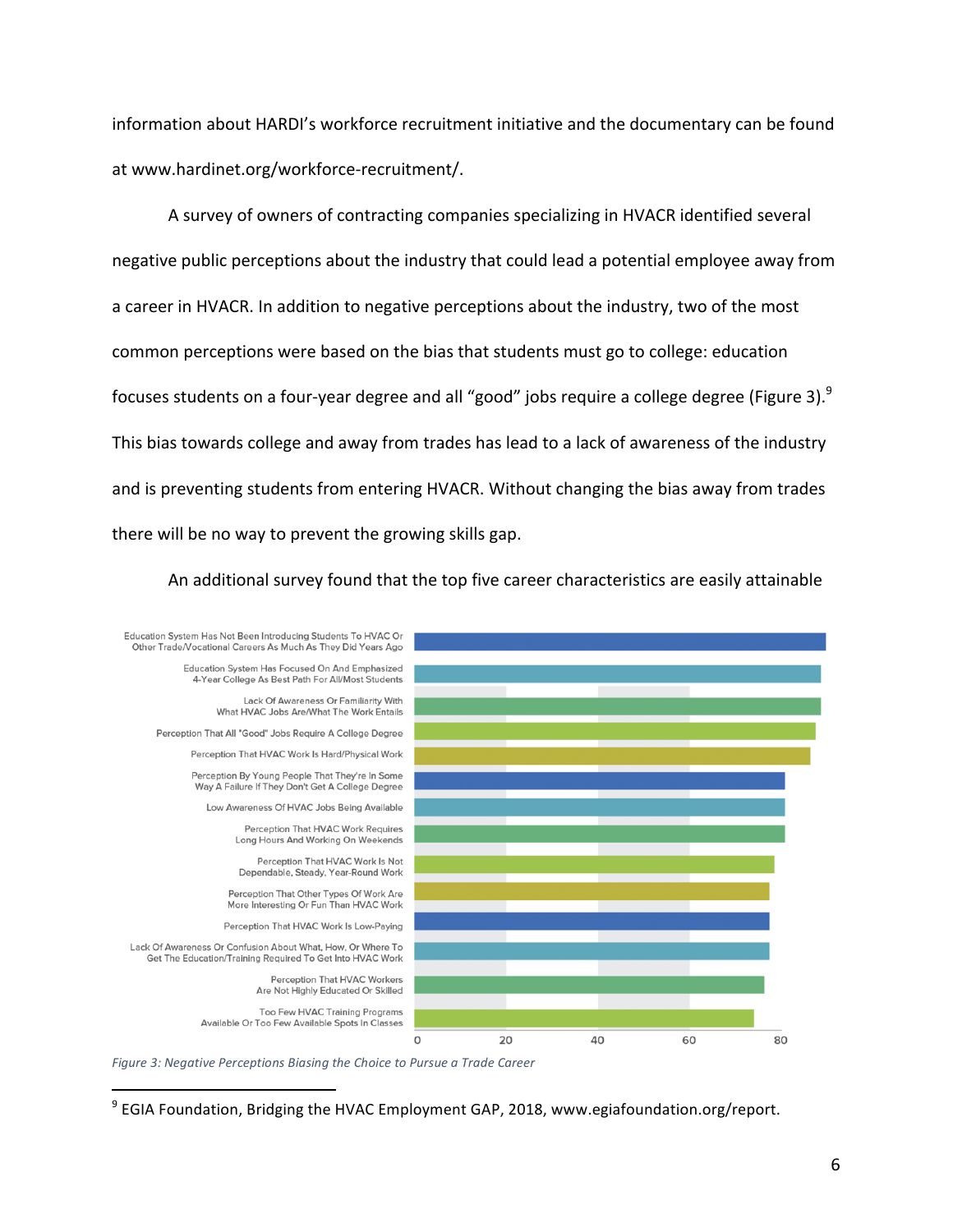information about HARDI's workforce recruitment initiative and the documentary can be found at www.hardinet.org/workforce-recruitment/.

A survey of owners of contracting companies specializing in HVACR identified several negative public perceptions about the industry that could lead a potential employee away from a career in HVACR. In addition to negative perceptions about the industry, two of the most common perceptions were based on the bias that students must go to college: education focuses students on a four-year degree and all "good" jobs require a college degree (Figure 3).[9] This bias towards college and away from trades has lead to a lack of awareness of the industry and is preventing students from entering HVACR. Without changing the bias away from trades there will be no way to prevent the growing skills gap.

An additional survey found that the top five career characteristics are easily attainable

*Figure 3: Negative Perceptions Biasing the Choice to Pursue a Trade Career*

[9] EGIA Foundation, Bridging the HVAC Employment GAP, 2018, www.egiafoundation.org/report.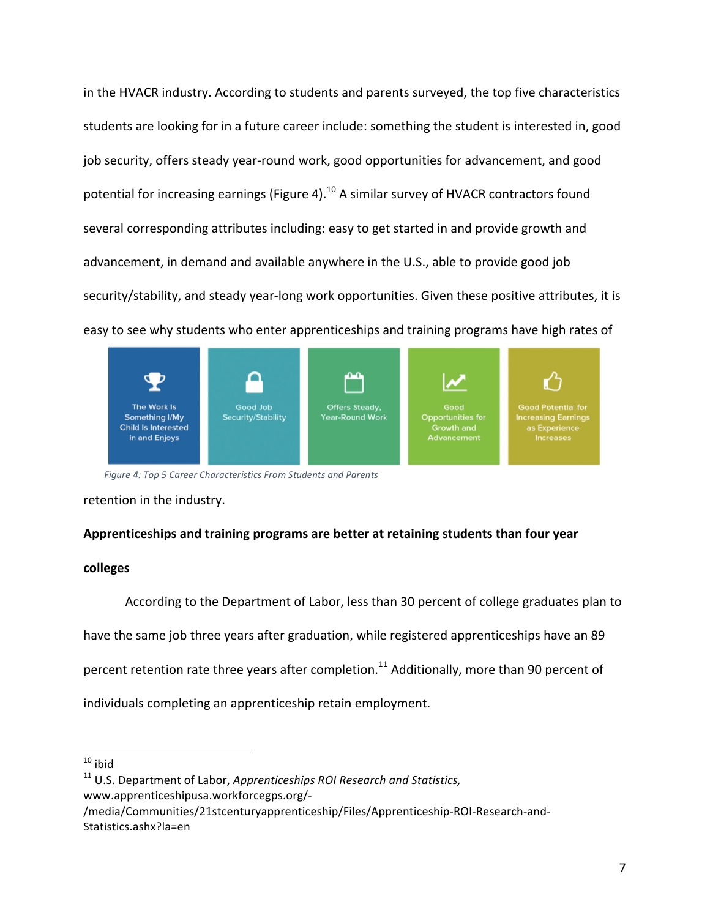in the HVACR industry. According to students and parents surveyed, the top five characteristics students are looking for in a future career include: something the student is interested in, good job security, offers steady year-round work, good opportunities for advancement, and good potential for increasing earnings (Figure 4).[10] A similar survey of HVACR contractors found several corresponding attributes including: easy to get started in and provide growth and advancement, in demand and available anywhere in the U.S., able to provide good job security/stability, and steady year-long work opportunities. Given these positive attributes, it is easy to see why students who enter apprenticeships and training programs have high rates of retention in the industry.

| The Work Is Something I/My Child Is Interested in and Enjoys | Good Job Security/Stability | Offers Steady, Year-Round Work | Good Opportunities for Growth and Advancement | Good Potential for Increasing Earnings as Experience Increases |
|---|---|---|---|---|

*Figure 4: Top 5 Career Characteristics From Students and Parents*

**Apprenticeships and training programs are better at retaining students than four year colleges**

According to the Department of Labor, less than 30 percent of college graduates plan to have the same job three years after graduation, while registered apprenticeships have an 89 percent retention rate three years after completion.[11] Additionally, more than 90 percent of individuals completing an apprenticeship retain employment.

---

[10] ibid

[11] U.S. Department of Labor, *Apprenticeships ROI Research and Statistics,* www.apprenticeshipusa.workforcegps.org/-/media/Communities/21stcenturyapprenticeship/Files/Apprenticeship-ROI-Research-and-Statistics.ashx?la=en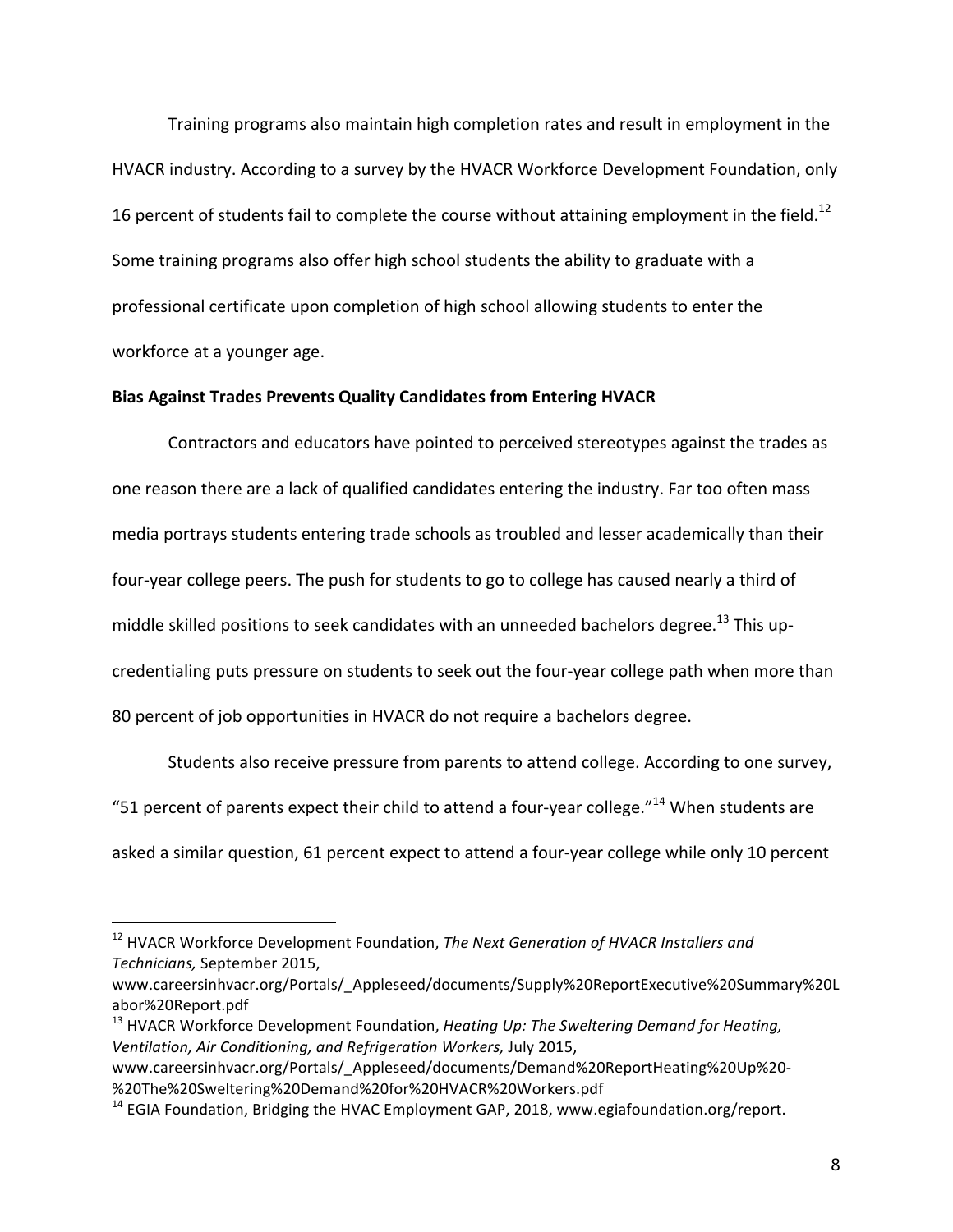Training programs also maintain high completion rates and result in employment in the HVACR industry. According to a survey by the HVACR Workforce Development Foundation, only 16 percent of students fail to complete the course without attaining employment in the field.[12] Some training programs also offer high school students the ability to graduate with a professional certificate upon completion of high school allowing students to enter the workforce at a younger age.

**Bias Against Trades Prevents Quality Candidates from Entering HVACR**

Contractors and educators have pointed to perceived stereotypes against the trades as one reason there are a lack of qualified candidates entering the industry. Far too often mass media portrays students entering trade schools as troubled and lesser academically than their four-year college peers. The push for students to go to college has caused nearly a third of middle skilled positions to seek candidates with an unneeded bachelors degree.[13] This up-credentialing puts pressure on students to seek out the four-year college path when more than 80 percent of job opportunities in HVACR do not require a bachelors degree.

Students also receive pressure from parents to attend college. According to one survey, "51 percent of parents expect their child to attend a four-year college."[14] When students are asked a similar question, 61 percent expect to attend a four-year college while only 10 percent

---

[12] HVACR Workforce Development Foundation, *The Next Generation of HVACR Installers and Technicians,* September 2015, www.careersinhvacr.org/Portals/_Appleseed/documents/Supply%20ReportExecutive%20Summary%20Labor%20Report.pdf

[13] HVACR Workforce Development Foundation, *Heating Up: The Sweltering Demand for Heating, Ventilation, Air Conditioning, and Refrigeration Workers,* July 2015, www.careersinhvacr.org/Portals/_Appleseed/documents/Demand%20ReportHeating%20Up%20-%20The%20Sweltering%20Demand%20for%20HVACR%20Workers.pdf

[14] EGIA Foundation, Bridging the HVAC Employment GAP, 2018, www.egiafoundation.org/report.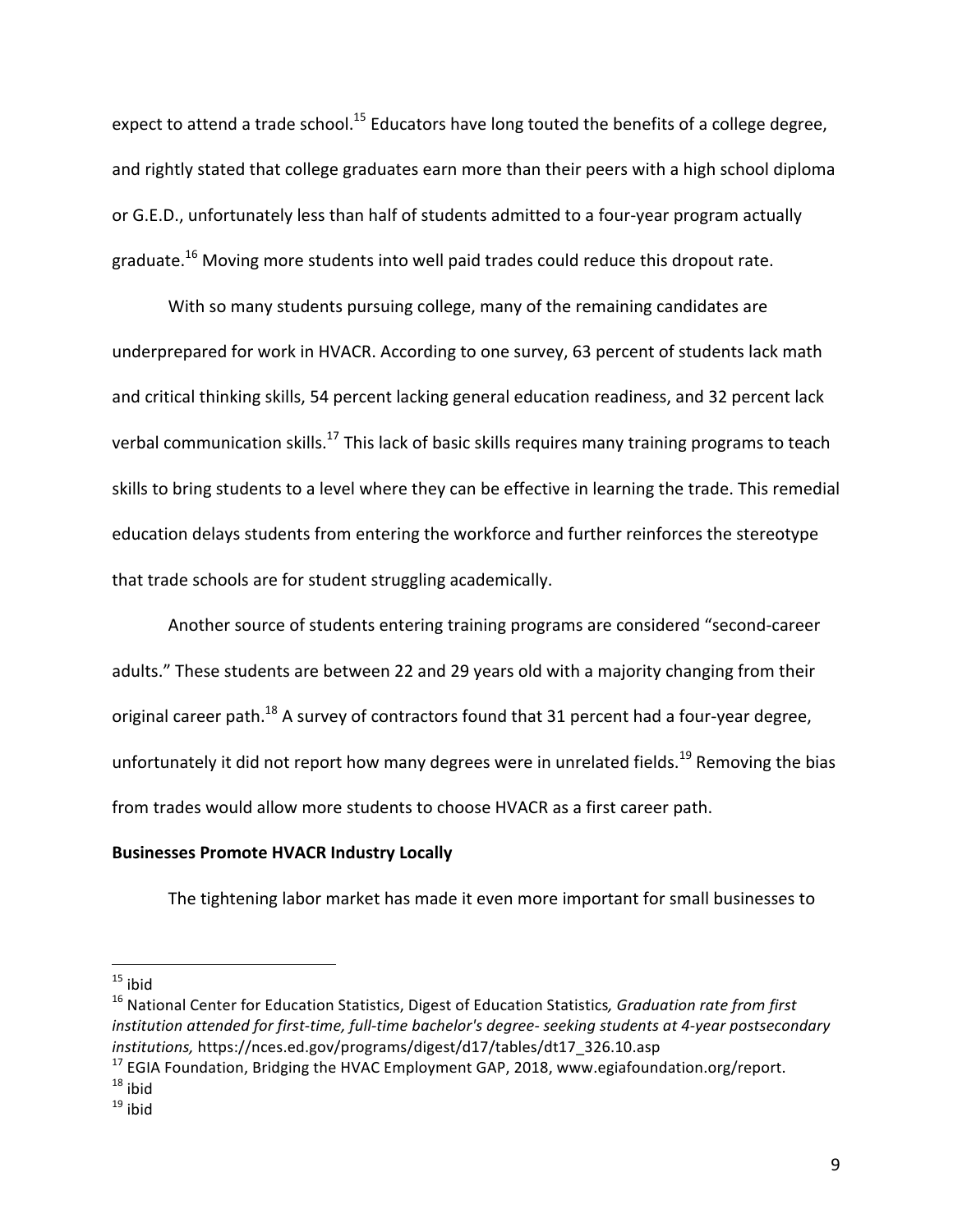expect to attend a trade school.[15] Educators have long touted the benefits of a college degree, and rightly stated that college graduates earn more than their peers with a high school diploma or G.E.D., unfortunately less than half of students admitted to a four-year program actually graduate.[16] Moving more students into well paid trades could reduce this dropout rate.

With so many students pursuing college, many of the remaining candidates are underprepared for work in HVACR. According to one survey, 63 percent of students lack math and critical thinking skills, 54 percent lacking general education readiness, and 32 percent lack verbal communication skills.[17] This lack of basic skills requires many training programs to teach skills to bring students to a level where they can be effective in learning the trade. This remedial education delays students from entering the workforce and further reinforces the stereotype that trade schools are for student struggling academically.

Another source of students entering training programs are considered "second-career adults." These students are between 22 and 29 years old with a majority changing from their original career path.[18] A survey of contractors found that 31 percent had a four-year degree, unfortunately it did not report how many degrees were in unrelated fields.[19] Removing the bias from trades would allow more students to choose HVACR as a first career path.

**Businesses Promote HVACR Industry Locally**

The tightening labor market has made it even more important for small businesses to

---

[15] ibid

[16] National Center for Education Statistics, Digest of Education Statistics, *Graduation rate from first institution attended for first-time, full-time bachelor's degree- seeking students at 4-year postsecondary institutions,* https://nces.ed.gov/programs/digest/d17/tables/dt17_326.10.asp

[17] EGIA Foundation, Bridging the HVAC Employment GAP, 2018, www.egiafoundation.org/report.

[18] ibid

[19] ibid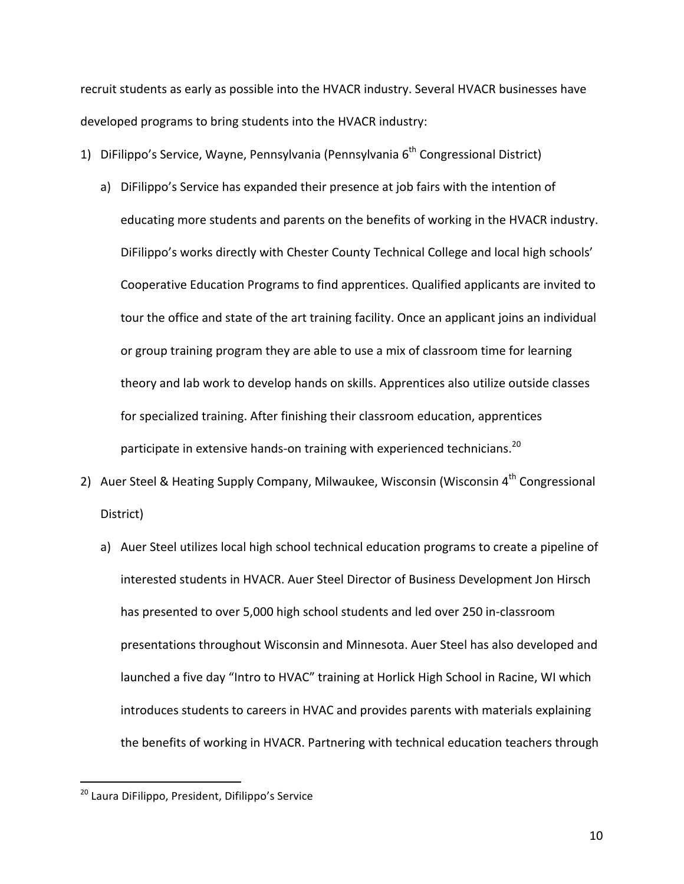recruit students as early as possible into the HVACR industry. Several HVACR businesses have developed programs to bring students into the HVACR industry:

1) DiFilippo's Service, Wayne, Pennsylvania (Pennsylvania 6th Congressional District)
   a) DiFilippo's Service has expanded their presence at job fairs with the intention of educating more students and parents on the benefits of working in the HVACR industry. DiFilippo's works directly with Chester County Technical College and local high schools' Cooperative Education Programs to find apprentices. Qualified applicants are invited to tour the office and state of the art training facility. Once an applicant joins an individual or group training program they are able to use a mix of classroom time for learning theory and lab work to develop hands on skills. Apprentices also utilize outside classes for specialized training. After finishing their classroom education, apprentices participate in extensive hands-on training with experienced technicians.[20]
2) Auer Steel & Heating Supply Company, Milwaukee, Wisconsin (Wisconsin 4th Congressional District)
   a) Auer Steel utilizes local high school technical education programs to create a pipeline of interested students in HVACR. Auer Steel Director of Business Development Jon Hirsch has presented to over 5,000 high school students and led over 250 in-classroom presentations throughout Wisconsin and Minnesota. Auer Steel has also developed and launched a five day "Intro to HVAC" training at Horlick High School in Racine, WI which introduces students to careers in HVAC and provides parents with materials explaining the benefits of working in HVACR. Partnering with technical education teachers through

[20] Laura DiFilippo, President, Difilippo's Service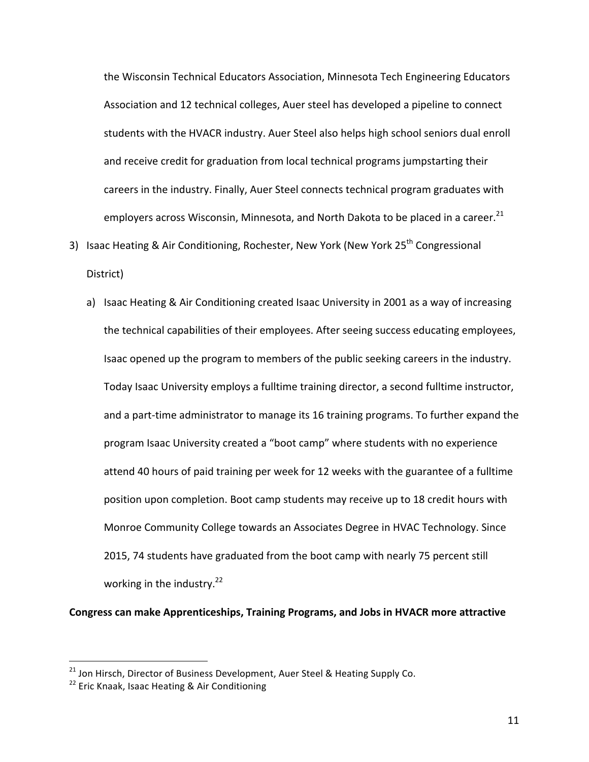the Wisconsin Technical Educators Association, Minnesota Tech Engineering Educators Association and 12 technical colleges, Auer steel has developed a pipeline to connect students with the HVACR industry. Auer Steel also helps high school seniors dual enroll and receive credit for graduation from local technical programs jumpstarting their careers in the industry. Finally, Auer Steel connects technical program graduates with employers across Wisconsin, Minnesota, and North Dakota to be placed in a career.[21]

3) Isaac Heating & Air Conditioning, Rochester, New York (New York 25th Congressional District)
   a) Isaac Heating & Air Conditioning created Isaac University in 2001 as a way of increasing the technical capabilities of their employees. After seeing success educating employees, Isaac opened up the program to members of the public seeking careers in the industry. Today Isaac University employs a fulltime training director, a second fulltime instructor, and a part-time administrator to manage its 16 training programs. To further expand the program Isaac University created a "boot camp" where students with no experience attend 40 hours of paid training per week for 12 weeks with the guarantee of a fulltime position upon completion. Boot camp students may receive up to 18 credit hours with Monroe Community College towards an Associates Degree in HVAC Technology. Since 2015, 74 students have graduated from the boot camp with nearly 75 percent still working in the industry.[22]

**Congress can make Apprenticeships, Training Programs, and Jobs in HVACR more attractive**

---

[21] Jon Hirsch, Director of Business Development, Auer Steel & Heating Supply Co.

[22] Eric Knaak, Isaac Heating & Air Conditioning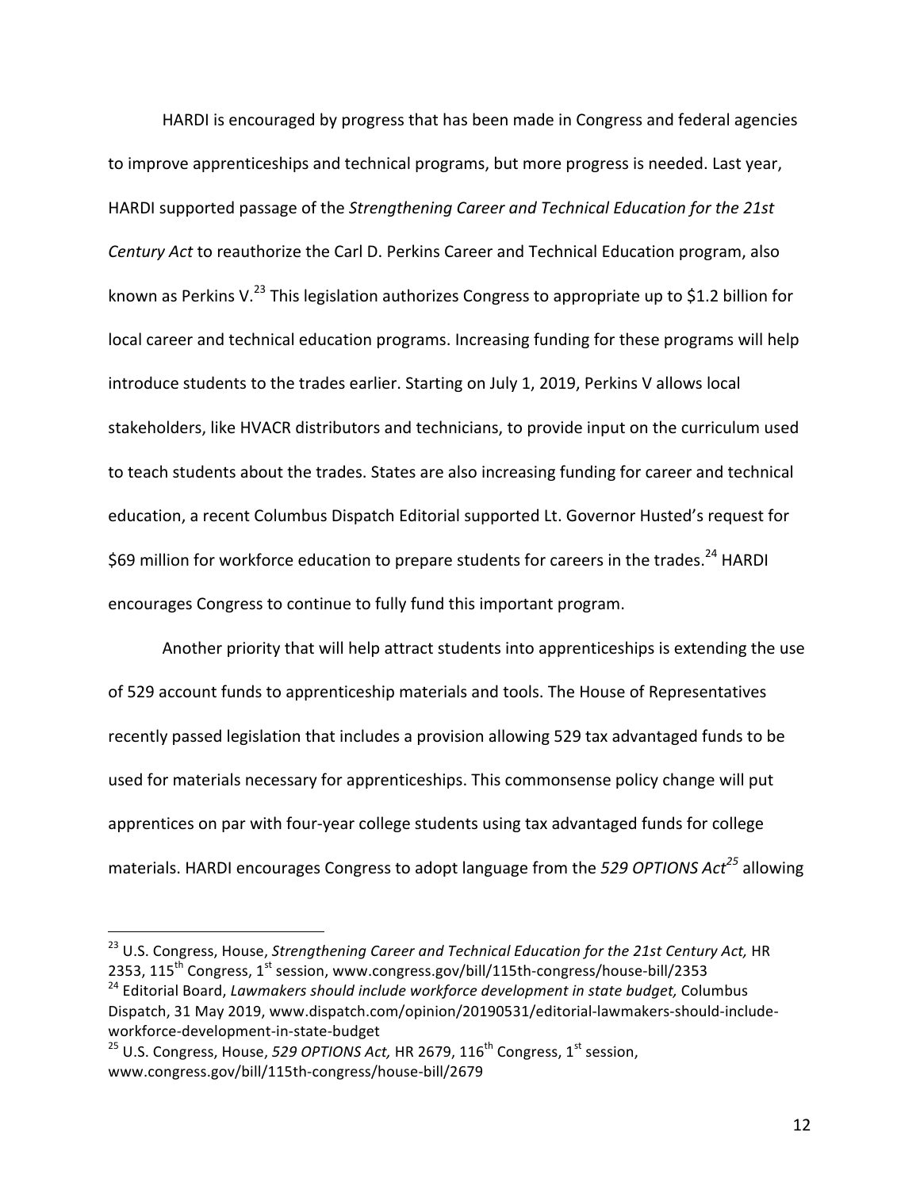HARDI is encouraged by progress that has been made in Congress and federal agencies to improve apprenticeships and technical programs, but more progress is needed. Last year, HARDI supported passage of the *Strengthening Career and Technical Education for the 21st Century Act* to reauthorize the Carl D. Perkins Career and Technical Education program, also known as Perkins V.[23] This legislation authorizes Congress to appropriate up to $1.2 billion for local career and technical education programs. Increasing funding for these programs will help introduce students to the trades earlier. Starting on July 1, 2019, Perkins V allows local stakeholders, like HVACR distributors and technicians, to provide input on the curriculum used to teach students about the trades. States are also increasing funding for career and technical education, a recent Columbus Dispatch Editorial supported Lt. Governor Husted's request for $69 million for workforce education to prepare students for careers in the trades.[24] HARDI encourages Congress to continue to fully fund this important program.

Another priority that will help attract students into apprenticeships is extending the use of 529 account funds to apprenticeship materials and tools. The House of Representatives recently passed legislation that includes a provision allowing 529 tax advantaged funds to be used for materials necessary for apprenticeships. This commonsense policy change will put apprentices on par with four-year college students using tax advantaged funds for college materials. HARDI encourages Congress to adopt language from the *529 OPTIONS Act*[25] allowing

---

[23] U.S. Congress, House, *Strengthening Career and Technical Education for the 21st Century Act,* HR 2353, 115th Congress, 1st session, www.congress.gov/bill/115th-congress/house-bill/2353

[24] Editorial Board, *Lawmakers should include workforce development in state budget,* Columbus Dispatch, 31 May 2019, www.dispatch.com/opinion/20190531/editorial-lawmakers-should-include-workforce-development-in-state-budget

[25] U.S. Congress, House, *529 OPTIONS Act,* HR 2679, 116th Congress, 1st session, www.congress.gov/bill/115th-congress/house-bill/2679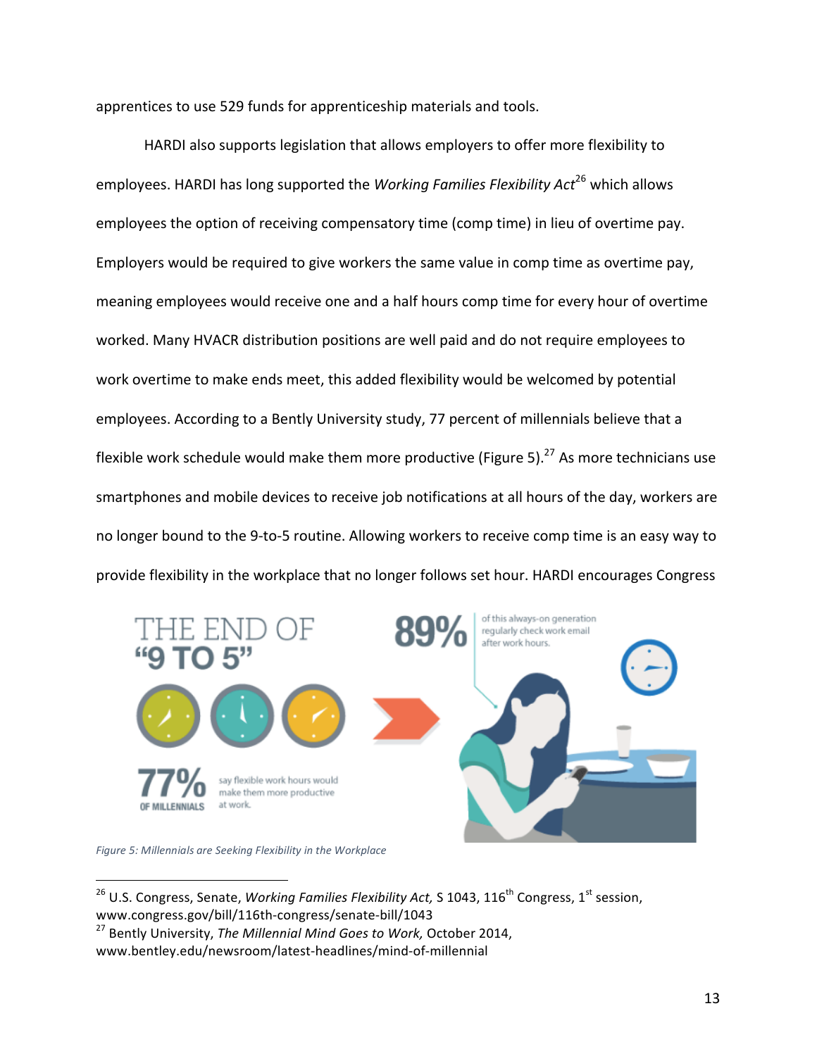apprentices to use 529 funds for apprenticeship materials and tools.

HARDI also supports legislation that allows employers to offer more flexibility to employees. HARDI has long supported the *Working Families Flexibility Act*[26] which allows employees the option of receiving compensatory time (comp time) in lieu of overtime pay. Employers would be required to give workers the same value in comp time as overtime pay, meaning employees would receive one and a half hours comp time for every hour of overtime worked. Many HVACR distribution positions are well paid and do not require employees to work overtime to make ends meet, this added flexibility would be welcomed by potential employees. According to a Bently University study, 77 percent of millennials believe that a flexible work schedule would make them more productive (Figure 5).[27] As more technicians use smartphones and mobile devices to receive job notifications at all hours of the day, workers are no longer bound to the 9-to-5 routine. Allowing workers to receive comp time is an easy way to provide flexibility in the workplace that no longer follows set hour. HARDI encourages Congress

*Figure 5: Millennials are Seeking Flexibility in the Workplace*

---

[26] U.S. Congress, Senate, *Working Families Flexibility Act,* S 1043, 116th Congress, 1st session, www.congress.gov/bill/116th-congress/senate-bill/1043

[27] Bently University, *The Millennial Mind Goes to Work,* October 2014, www.bentley.edu/newsroom/latest-headlines/mind-of-millennial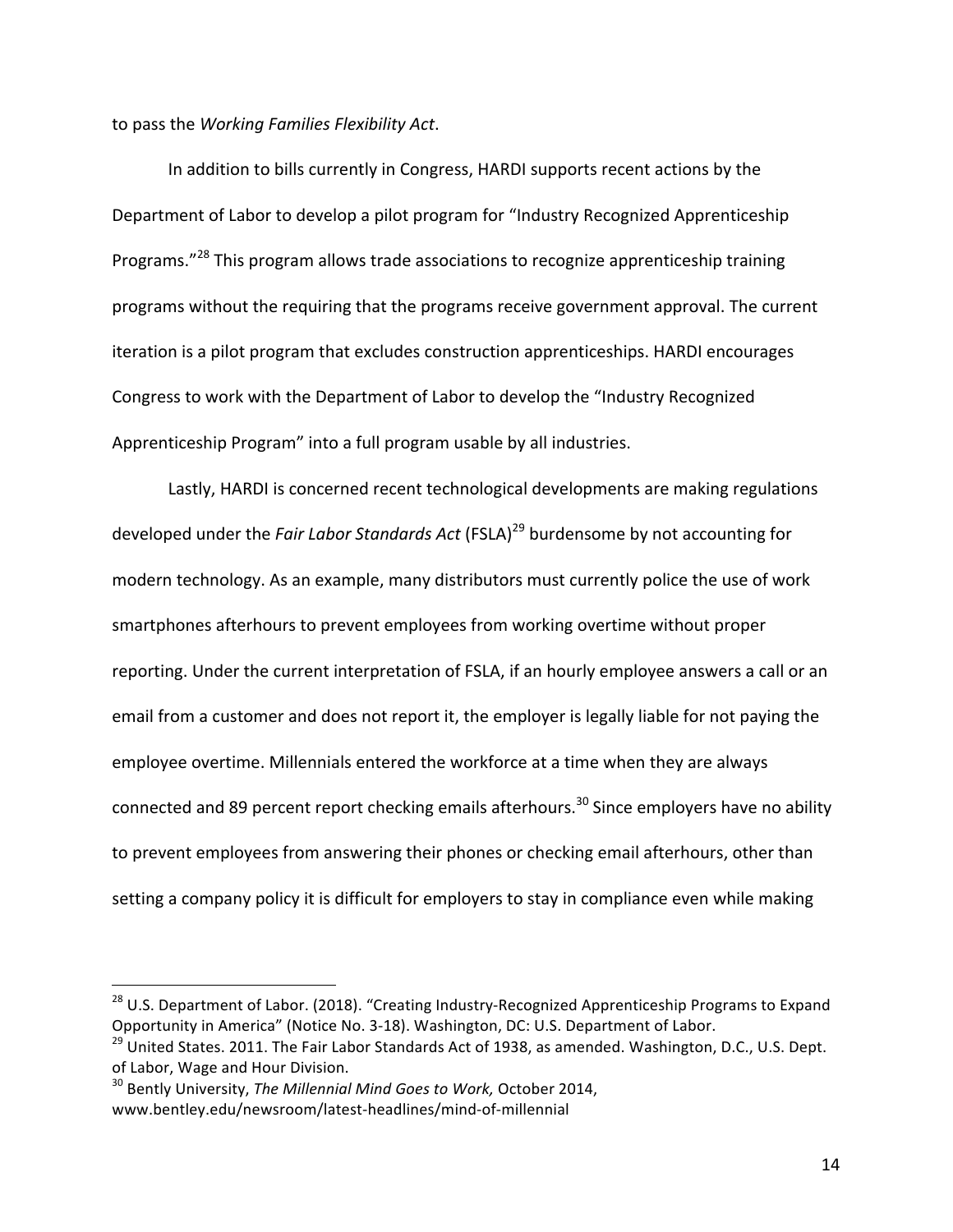to pass the *Working Families Flexibility Act*.

In addition to bills currently in Congress, HARDI supports recent actions by the Department of Labor to develop a pilot program for "Industry Recognized Apprenticeship Programs."[28] This program allows trade associations to recognize apprenticeship training programs without the requiring that the programs receive government approval. The current iteration is a pilot program that excludes construction apprenticeships. HARDI encourages Congress to work with the Department of Labor to develop the "Industry Recognized Apprenticeship Program" into a full program usable by all industries.

Lastly, HARDI is concerned recent technological developments are making regulations developed under the *Fair Labor Standards Act* (FSLA)[29] burdensome by not accounting for modern technology. As an example, many distributors must currently police the use of work smartphones afterhours to prevent employees from working overtime without proper reporting. Under the current interpretation of FSLA, if an hourly employee answers a call or an email from a customer and does not report it, the employer is legally liable for not paying the employee overtime. Millennials entered the workforce at a time when they are always connected and 89 percent report checking emails afterhours.[30] Since employers have no ability to prevent employees from answering their phones or checking email afterhours, other than setting a company policy it is difficult for employers to stay in compliance even while making

---

[28] U.S. Department of Labor. (2018). "Creating Industry-Recognized Apprenticeship Programs to Expand Opportunity in America" (Notice No. 3-18). Washington, DC: U.S. Department of Labor.

[29] United States. 2011. The Fair Labor Standards Act of 1938, as amended. Washington, D.C., U.S. Dept. of Labor, Wage and Hour Division.

[30] Bently University, *The Millennial Mind Goes to Work,* October 2014, www.bentley.edu/newsroom/latest-headlines/mind-of-millennial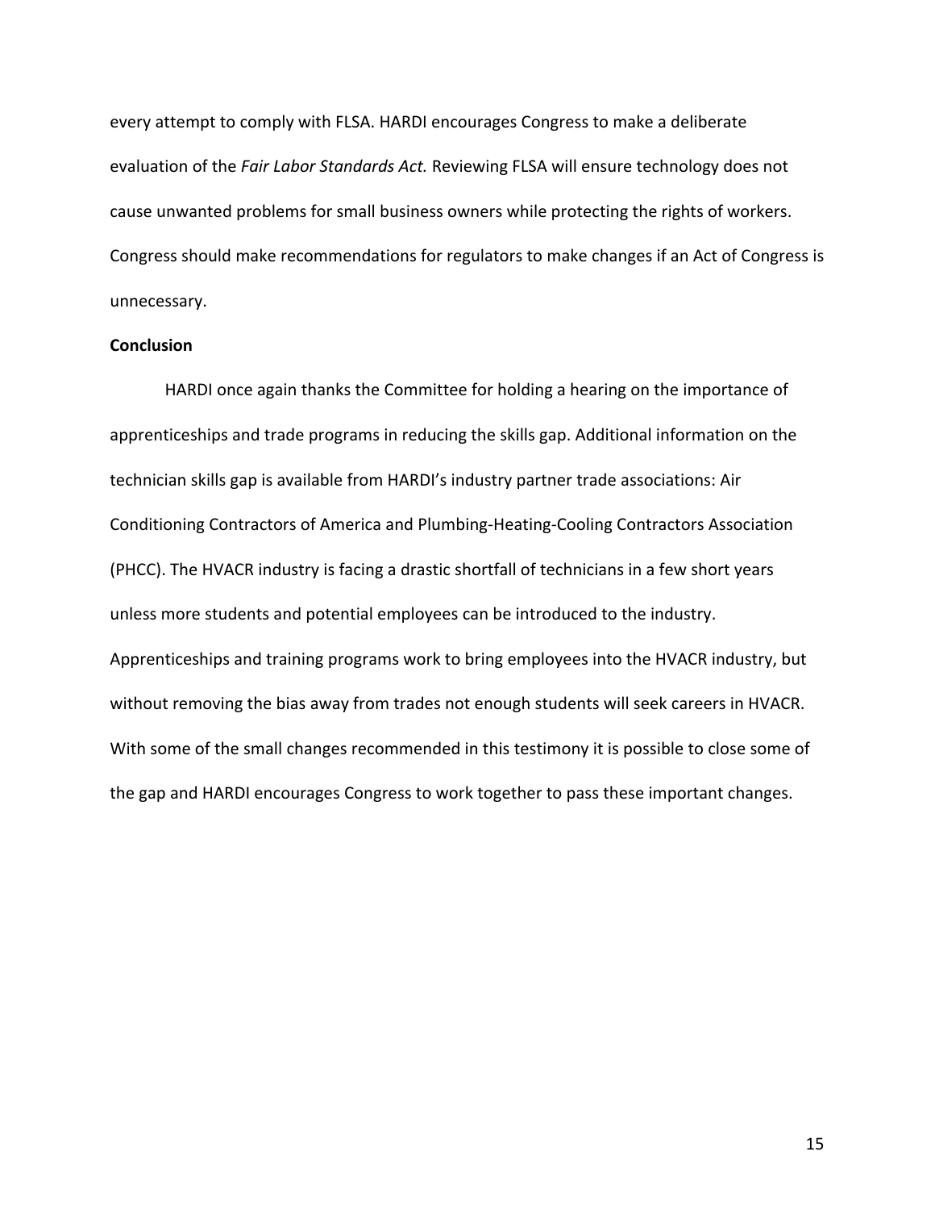every attempt to comply with FLSA. HARDI encourages Congress to make a deliberate evaluation of the *Fair Labor Standards Act.* Reviewing FLSA will ensure technology does not cause unwanted problems for small business owners while protecting the rights of workers. Congress should make recommendations for regulators to make changes if an Act of Congress is unnecessary.

**Conclusion**

HARDI once again thanks the Committee for holding a hearing on the importance of apprenticeships and trade programs in reducing the skills gap. Additional information on the technician skills gap is available from HARDI's industry partner trade associations: Air Conditioning Contractors of America and Plumbing-Heating-Cooling Contractors Association (PHCC). The HVACR industry is facing a drastic shortfall of technicians in a few short years unless more students and potential employees can be introduced to the industry. Apprenticeships and training programs work to bring employees into the HVACR industry, but without removing the bias away from trades not enough students will seek careers in HVACR. With some of the small changes recommended in this testimony it is possible to close some of the gap and HARDI encourages Congress to work together to pass these important changes.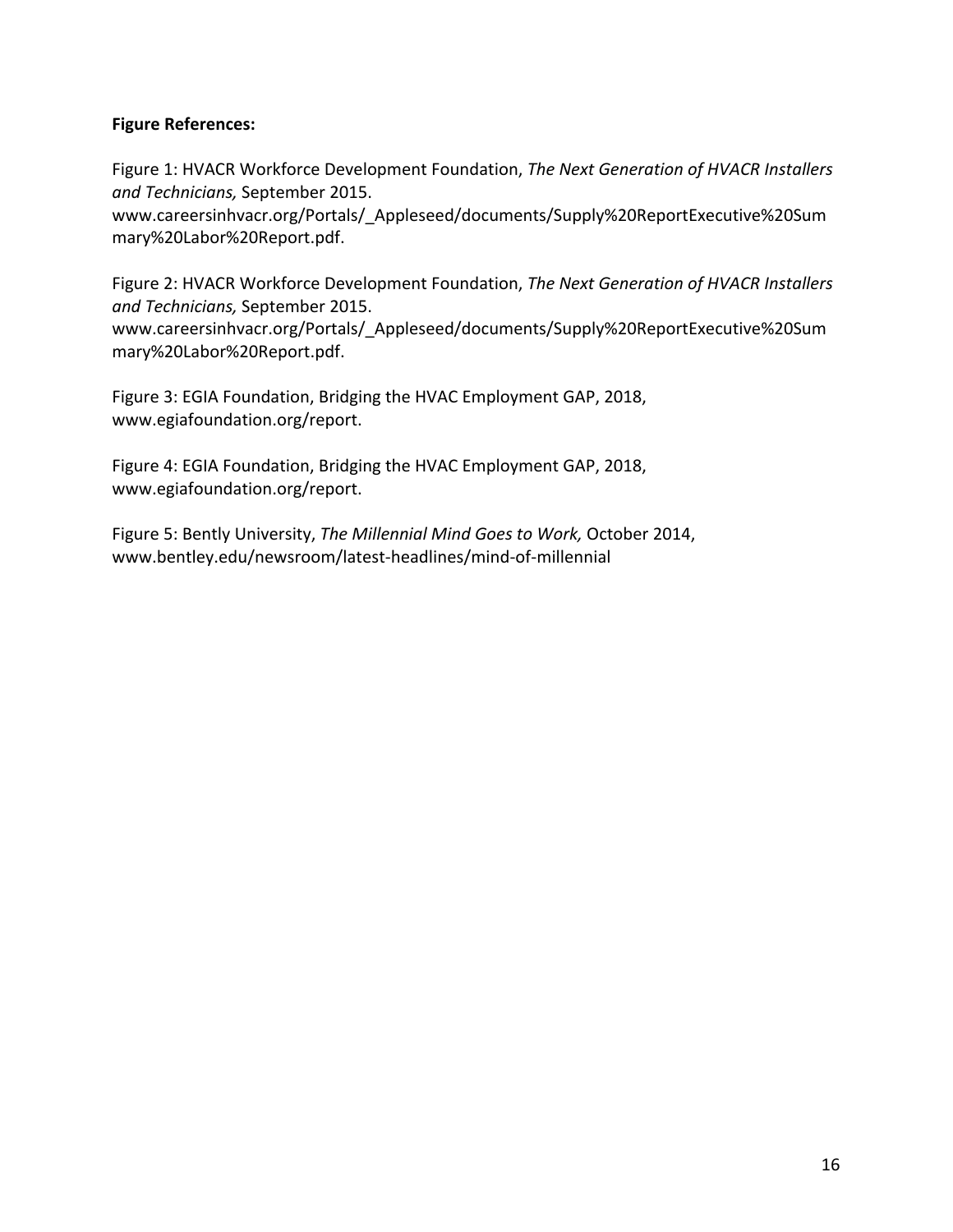**Figure References:**

Figure 1: HVACR Workforce Development Foundation, *The Next Generation of HVACR Installers and Technicians,* September 2015. www.careersinhvacr.org/Portals/_Appleseed/documents/Supply%20ReportExecutive%20Summary%20Labor%20Report.pdf.

Figure 2: HVACR Workforce Development Foundation, *The Next Generation of HVACR Installers and Technicians,* September 2015. www.careersinhvacr.org/Portals/_Appleseed/documents/Supply%20ReportExecutive%20Summary%20Labor%20Report.pdf.

Figure 3: EGIA Foundation, Bridging the HVAC Employment GAP, 2018, www.egiafoundation.org/report.

Figure 4: EGIA Foundation, Bridging the HVAC Employment GAP, 2018, www.egiafoundation.org/report.

Figure 5: Bently University, *The Millennial Mind Goes to Work,* October 2014, www.bentley.edu/newsroom/latest-headlines/mind-of-millennial